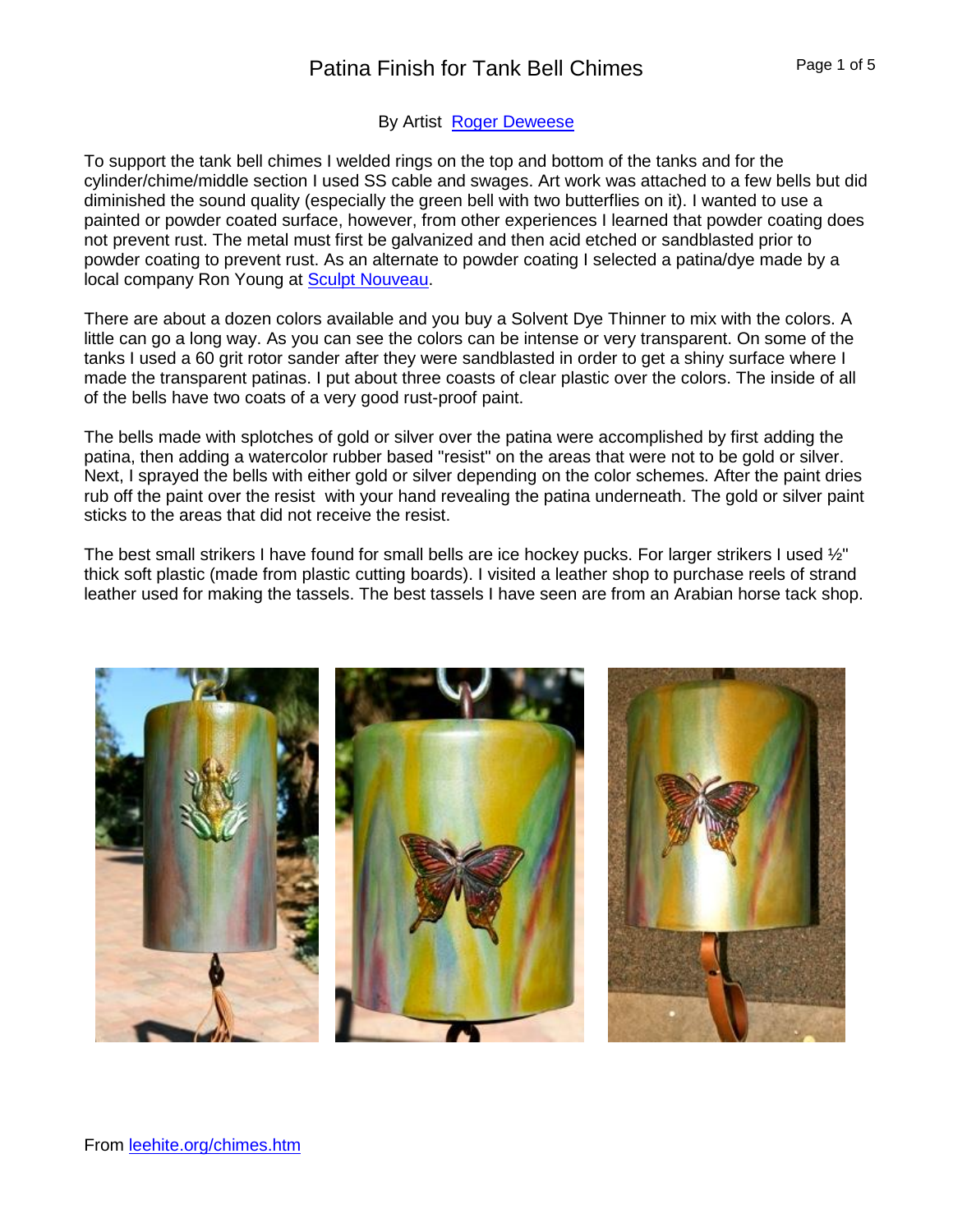# Patina Finish for Tank Bell Chimes

By Artist [Roger Deweese]

To support the tank bell chimes I welded rings on the top and bottom of the tanks and for the cylinder/chime/middle section I used SS cable and swages. Art work was attached to a few bells but did diminished the sound quality (especially the green bell with two butterflies on it). I wanted to use a painted or powder coated surface, however, from other experiences I learned that powder coating does not prevent rust. The metal must first be galvanized and then acid etched or sandblasted prior to powder coating to prevent rust. As an alternate to powder coating I selected a patina/dye made by a local company Ron Young at [Sculpt Nouveau].

There are about a dozen colors available and you buy a Solvent Dye Thinner to mix with the colors. A little can go a long way. As you can see the colors can be intense or very transparent. On some of the tanks I used a 60 grit rotor sander after they were sandblasted in order to get a shiny surface where I made the transparent patinas. I put about three coasts of clear plastic over the colors. The inside of all of the bells have two coats of a very good rust-proof paint.

The bells made with splotches of gold or silver over the patina were accomplished by first adding the patina, then adding a watercolor rubber based "resist" on the areas that were not to be gold or silver. Next, I sprayed the bells with either gold or silver depending on the color schemes. After the paint dries rub off the paint over the resist with your hand revealing the patina underneath. The gold or silver paint sticks to the areas that did not receive the resist.

The best small strikers I have found for small bells are ice hockey pucks. For larger strikers I used ½" thick soft plastic (made from plastic cutting boards). I visited a leather shop to purchase reels of strand leather used for making the tassels. The best tassels I have seen are from an Arabian horse tack shop.

From [leehite.org/chimes.htm]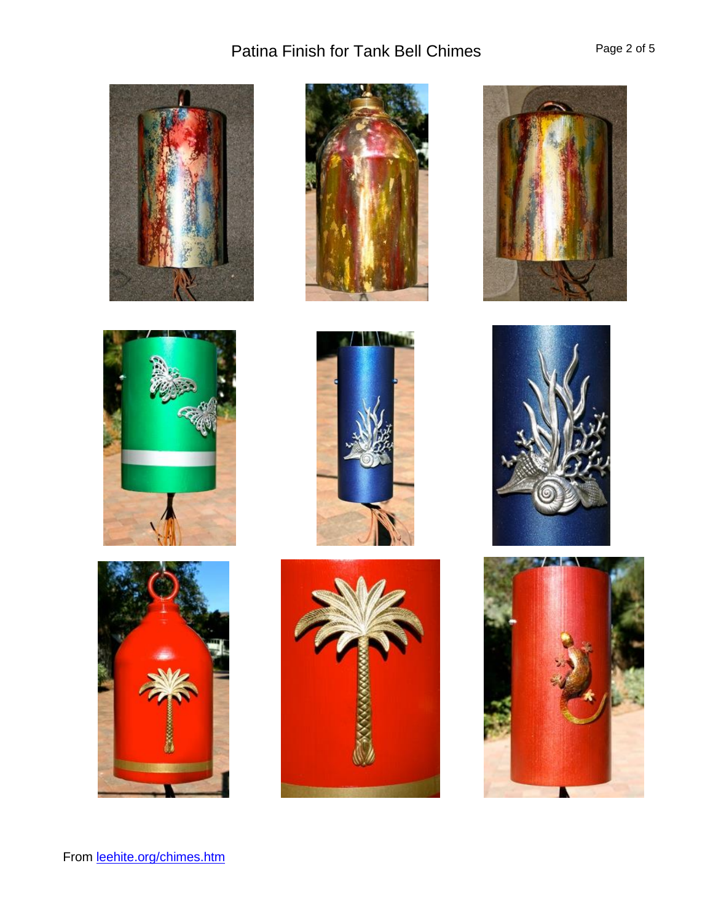From [leehite.org/chimes.htm](leehite.org/chimes.htm)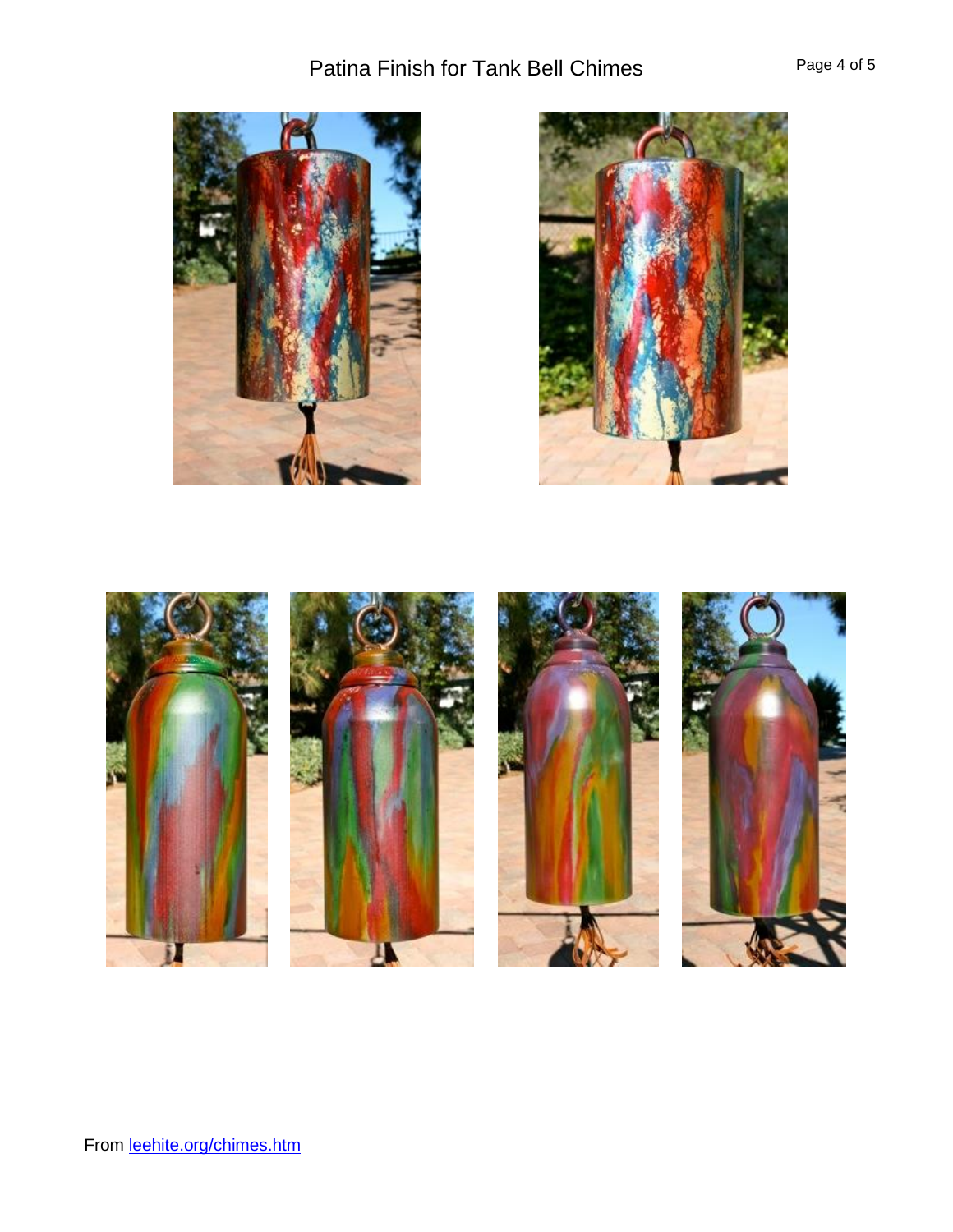From [leehite.org/chimes.htm](leehite.org/chimes.htm)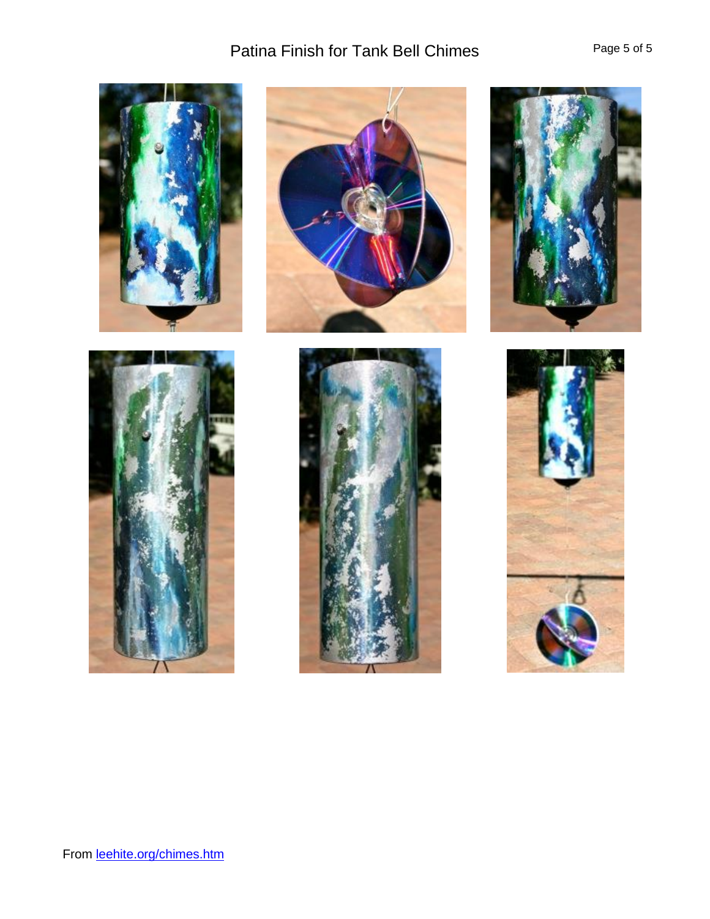From leehite.org/chimes.htm